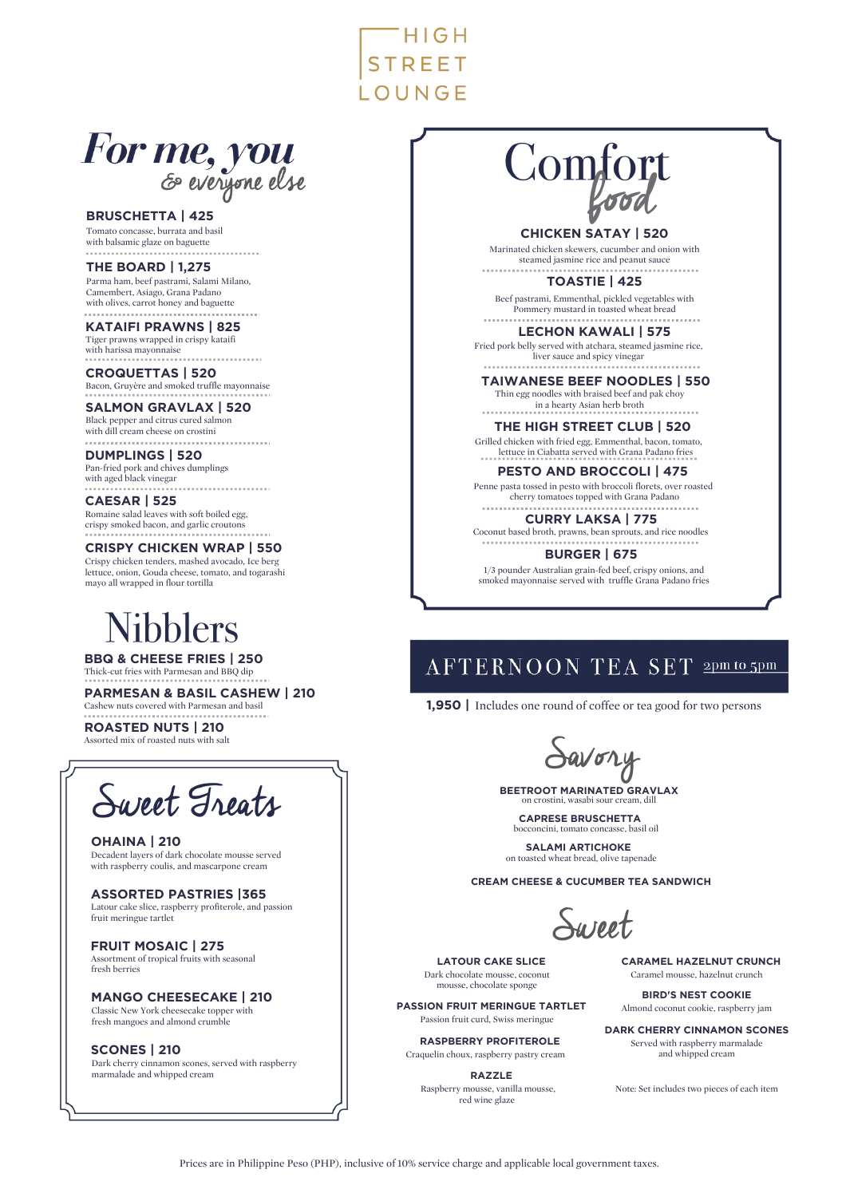# HIGH STREET LOUNGE

## For me, you & everyone else

**BRUSCHETTA | 425**
Tomato concasse, burrata and basil with balsamic glaze on baguette

**THE BOARD | 1,275**
Parma ham, beef pastrami, Salami Milano, Camembert, Asiago, Grana Padano with olives, carrot honey and baguette

**KATAIFI PRAWNS | 825**
Tiger prawns wrapped in crispy kataifi with harissa mayonnaise

**CROQUETTAS | 520**
Bacon, Gruyère and smoked truffle mayonnaise

**SALMON GRAVLAX | 520**
Black pepper and citrus cured salmon with dill cream cheese on crostini

**DUMPLINGS | 520**
Pan-fried pork and chives dumplings with aged black vinegar

**CAESAR | 525**
Romaine salad leaves with soft boiled egg, crispy smoked bacon, and garlic croutons

**CRISPY CHICKEN WRAP | 550**
Crispy chicken tenders, mashed avocado, Ice berg lettuce, onion, Gouda cheese, tomato, and togarashi mayo all wrapped in flour tortilla

## Nibblers

**BBQ & CHEESE FRIES | 250**
Thick-cut fries with Parmesan and BBQ dip

**PARMESAN & BASIL CASHEW | 210**
Cashew nuts covered with Parmesan and basil

**ROASTED NUTS | 210**
Assorted mix of roasted nuts with salt

## Sweet Treats

**OHAINA | 210**
Decadent layers of dark chocolate mousse served with raspberry coulis, and mascarpone cream

**ASSORTED PASTRIES |365**
Latour cake slice, raspberry profiterole, and passion fruit meringue tartlet

**FRUIT MOSAIC | 275**
Assortment of tropical fruits with seasonal fresh berries

**MANGO CHEESECAKE | 210**
Classic New York cheesecake topper with fresh mangoes and almond crumble

**SCONES | 210**
Dark cherry cinnamon scones, served with raspberry marmalade and whipped cream

## Comfort food

**CHICKEN SATAY | 520**
Marinated chicken skewers, cucumber and onion with steamed jasmine rice and peanut sauce

**TOASTIE | 425**
Beef pastrami, Emmenthal, pickled vegetables with Pommery mustard in toasted wheat bread

**LECHON KAWALI | 575**
Fried pork belly served with atchara, steamed jasmine rice, liver sauce and spicy vinegar

**TAIWANESE BEEF NOODLES | 550**
Thin egg noodles with braised beef and pak choy in a hearty Asian herb broth

**THE HIGH STREET CLUB | 520**
Grilled chicken with fried egg, Emmenthal, bacon, tomato, lettuce in Ciabatta served with Grana Padano fries

**PESTO AND BROCCOLI | 475**
Penne pasta tossed in pesto with broccoli florets, over roasted cherry tomatoes topped with Grana Padano

**CURRY LAKSA | 775**
Coconut based broth, prawns, bean sprouts, and rice noodles

**BURGER | 675**
1/3 pounder Australian grain-fed beef, crispy onions, and smoked mayonnaise served with truffle Grana Padano fries

## AFTERNOON TEA SET 2pm to 5pm

**1,950 |** Includes one round of coffee or tea good for two persons

### Savory

**BEETROOT MARINATED GRAVLAX**
on crostini, wasabi sour cream, dill

**CAPRESE BRUSCHETTA**
bocconcini, tomato concasse, basil oil

**SALAMI ARTICHOKE**
on toasted wheat bread, olive tapenade

**CREAM CHEESE & CUCUMBER TEA SANDWICH**

### Sweet

**LATOUR CAKE SLICE**
Dark chocolate mousse, coconut mousse, chocolate sponge

**PASSION FRUIT MERINGUE TARTLET**
Passion fruit curd, Swiss meringue

**RASPBERRY PROFITEROLE**
Craquelin choux, raspberry pastry cream

**RAZZLE**
Raspberry mousse, vanilla mousse, red wine glaze

**CARAMEL HAZELNUT CRUNCH**
Caramel mousse, hazelnut crunch

**BIRD'S NEST COOKIE**
Almond coconut cookie, raspberry jam

**DARK CHERRY CINNAMON SCONES**
Served with raspberry marmalade and whipped cream

Note: Set includes two pieces of each item

Prices are in Philippine Peso (PHP), inclusive of 10% service charge and applicable local government taxes.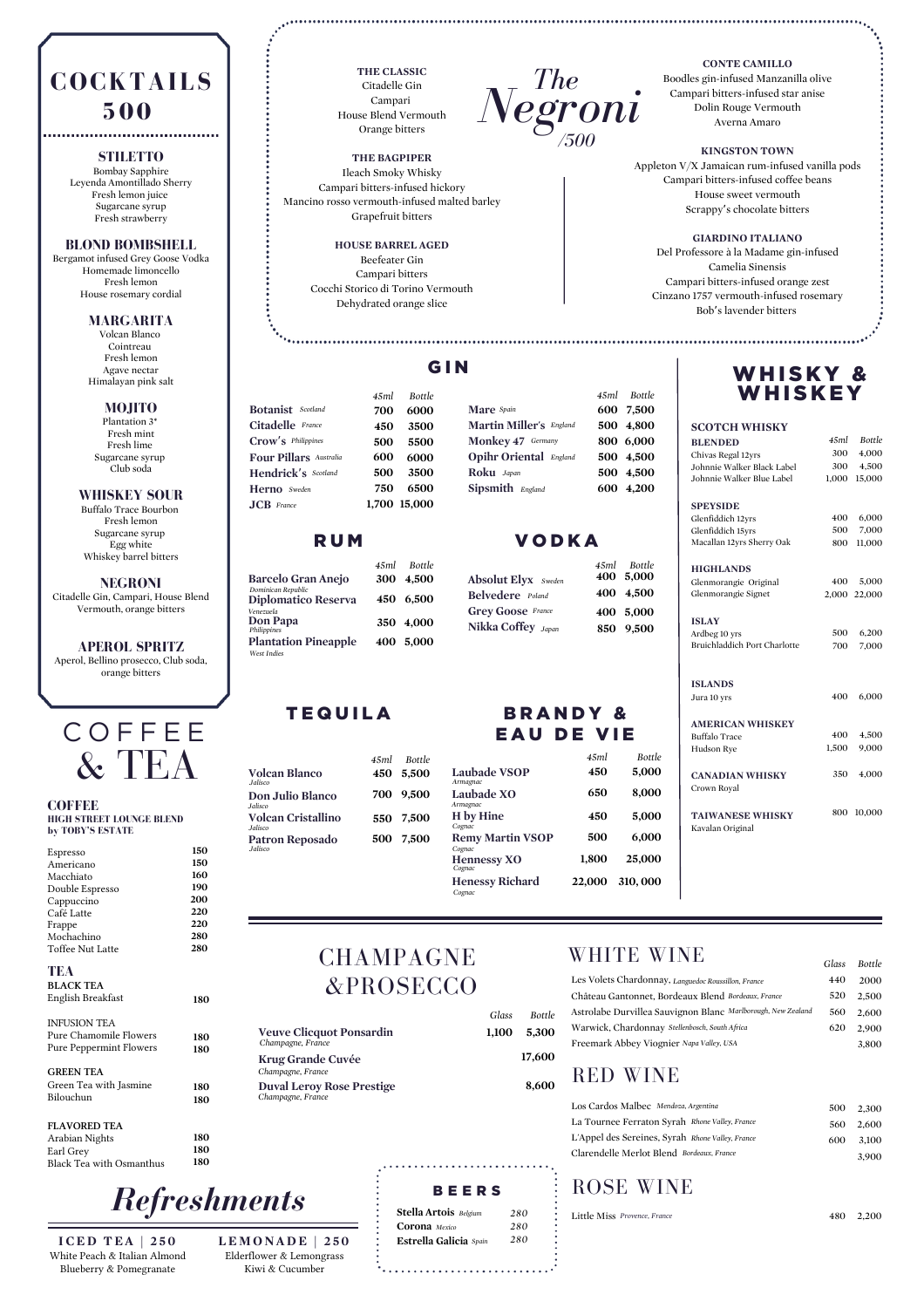# COCKTAILS 500

### STILETTO
Bombay Sapphire
Leyenda Amontillado Sherry
Fresh lemon juice
Sugarcane syrup
Fresh strawberry

### BLOND BOMBSHELL
Bergamot infused Grey Goose Vodka
Homemade limoncello
Fresh lemon
House rosemary cordial

### MARGARITA
Volcan Blanco
Cointreau
Fresh lemon
Agave nectar
Himalayan pink salt

### MOJITO
Plantation 3*
Fresh mint
Fresh lime
Sugarcane syrup
Club soda

### WHISKEY SOUR
Buffalo Trace Bourbon
Fresh lemon
Sugarcane syrup
Egg white
Whiskey barrel bitters

### NEGRONI
Citadelle Gin, Campari, House Blend Vermouth, orange bitters

### APEROL SPRITZ
Aperol, Bellino prosecco, Club soda, orange bitters

# *The Negroni* /500

### THE CLASSIC
Citadelle Gin
Campari
House Blend Vermouth
Orange bitters

### THE BAGPIPER
Ileach Smoky Whisky
Campari bitters-infused hickory
Mancino rosso vermouth-infused malted barley
Grapefruit bitters

### HOUSE BARREL AGED
Beefeater Gin
Campari bitters
Cocchi Storico di Torino Vermouth
Dehydrated orange slice

### CONTE CAMILLO
Boodles gin-infused Manzanilla olive
Campari bitters-infused star anise
Dolin Rouge Vermouth
Averna Amaro

### KINGSTON TOWN
Appleton V/X Jamaican rum-infused vanilla pods
Campari bitters-infused coffee beans
House sweet vermouth
Scrappy's chocolate bitters

### GIARDINO ITALIANO
Del Professore à la Madame gin-infused
Camelia Sinensis
Campari bitters-infused orange zest
Cinzano 1757 vermouth-infused rosemary
Bob's lavender bitters

# GIN

| | 45ml | Bottle |
|---|---|---|
| **Botanist** *Scotland* | 700 | 6000 |
| **Citadelle** *France* | 450 | 3500 |
| **Crow's** *Philippines* | 500 | 5500 |
| **Four Pillars** *Australia* | 600 | 6000 |
| **Hendrick's** *Scotland* | 500 | 3500 |
| **Herno** *Sweden* | 750 | 6500 |
| **JCB** *France* | 1,700 | 15,000 |
| **Mare** *Spain* | 600 | 7,500 |
| **Martin Miller's** *England* | 500 | 4,800 |
| **Monkey 47** *Germany* | 800 | 6,000 |
| **Opihr Oriental** *England* | 500 | 4,500 |
| **Roku** *Japan* | 500 | 4,500 |
| **Sipsmith** *England* | 600 | 4,200 |

# RUM

| | 45ml | Bottle |
|---|---|---|
| **Barcelo Gran Anejo** *Dominican Republic* | 300 | 4,500 |
| **Diplomatico Reserva** *Venezuela* | 450 | 6,500 |
| **Don Papa** *Philippines* | 350 | 4,000 |
| **Plantation Pineapple** *West Indies* | 400 | 5,000 |

# VODKA

| | 45ml | Bottle |
|---|---|---|
| **Absolut Elyx** *Sweden* | 400 | 5,000 |
| **Belvedere** *Poland* | 400 | 4,500 |
| **Grey Goose** *France* | 400 | 5,000 |
| **Nikka Coffey** *Japan* | 850 | 9,500 |

# TEQUILA

| | 45ml | Bottle |
|---|---|---|
| **Volcan Blanco** *Jalisco* | 450 | 5,500 |
| **Don Julio Blanco** *Jalisco* | 700 | 9,500 |
| **Volcan Cristallino** *Jalisco* | 550 | 7,500 |
| **Patron Reposado** *Jalisco* | 500 | 7,500 |

# BRANDY & EAU DE VIE

| | 45ml | Bottle |
|---|---|---|
| **Laubade VSOP** *Armagnac* | 450 | 5,000 |
| **Laubade XO** *Armagnac* | 650 | 8,000 |
| **H by Hine** *Cognac* | 450 | 5,000 |
| **Remy Martin VSOP** *Cognac* | 500 | 6,000 |
| **Hennessy XO** *Cognac* | 1,800 | 25,000 |
| **Henessy Richard** *Cognac* | 22,000 | 310, 000 |

# WHISKY & WHISKEY

| | 45ml | Bottle |
|---|---|---|
| **SCOTCH WHISKY** | | |
| **BLENDED** | | |
| Chivas Regal 12yrs | 300 | 4,000 |
| Johnnie Walker Black Label | 300 | 4,500 |
| Johnnie Walker Blue Label | 1,000 | 15,000 |
| **SPEYSIDE** | | |
| Glenfiddich 12yrs | 400 | 6,000 |
| Glenfiddich 15yrs | 500 | 7,000 |
| Macallan 12yrs Sherry Oak | 800 | 11,000 |
| **HIGHLANDS** | | |
| Glenmorangie Original | 400 | 5,000 |
| Glenmorangie Signet | 2,000 | 22,000 |
| **ISLAY** | | |
| Ardbeg 10 yrs | 500 | 6,200 |
| Bruichladdich Port Charlotte | 700 | 7,000 |
| **ISLANDS** | | |
| Jura 10 yrs | 400 | 6,000 |
| **AMERICAN WHISKEY** | | |
| Buffalo Trace | 400 | 4,500 |
| Hudson Rye | 1,500 | 9,000 |
| **CANADIAN WHISKY** | | |
| Crown Royal | 350 | 4,000 |
| **TAIWANESE WHISKY** | | |
| Kavalan Original | 800 | 10,000 |

# COFFEE & TEA

### COFFEE
**HIGH STREET LOUNGE BLEND by TOBY'S ESTATE**

| | |
|---|---|
| Espresso | 150 |
| Americano | 150 |
| Macchiato | 160 |
| Double Espresso | 190 |
| Cappuccino | 200 |
| Café Latte | 220 |
| Frappe | 220 |
| Mochachino | 280 |
| Toffee Nut Latte | 280 |

### TEA

| | |
|---|---|
| **BLACK TEA** | |
| English Breakfast | 180 |
| **INFUSION TEA** | |
| Pure Chamomile Flowers | 180 |
| Pure Peppermint Flowers | 180 |
| **GREEN TEA** | |
| Green Tea with Jasmine | 180 |
| Bilouchun | 180 |
| **FLAVORED TEA** | |
| Arabian Nights | 180 |
| Earl Grey | 180 |
| Black Tea with Osmanthus | 180 |

# *Refreshments*

**ICED TEA | 250**
White Peach & Italian Almond
Blueberry & Pomegranate

**LEMONADE | 250**
Elderflower & Lemongrass
Kiwi & Cucumber

# CHAMPAGNE & PROSECCO

| | Glass | Bottle |
|---|---|---|
| **Veuve Clicquot Ponsardin** *Champagne, France* | 1,100 | 5,300 |
| **Krug Grande Cuvée** *Champagne, France* | | 17,600 |
| **Duval Leroy Rose Prestige** *Champagne, France* | | 8,600 |

# BEERS

| | |
|---|---|
| **Stella Artois** *Belgium* | 280 |
| **Corona** *Mexico* | 280 |
| **Estrella Galicia** *Spain* | 280 |

# WHITE WINE

| | Glass | Bottle |
|---|---|---|
| Les Volets Chardonnay, *Languedoc Roussillon, France* | 440 | 2000 |
| Château Gantonnet, Bordeaux Blend *Bordeaux, France* | 520 | 2,500 |
| Astrolabe Durvillea Sauvignon Blanc *Marlborough, New Zealand* | 560 | 2,600 |
| Warwick, Chardonnay *Stellenbosch, South Africa* | 620 | 2,900 |
| Freemark Abbey Viognier *Napa Valley, USA* | | 3,800 |

# RED WINE

| | Glass | Bottle |
|---|---|---|
| Los Cardos Malbec *Mendoza, Argentina* | 500 | 2,300 |
| La Tournee Ferraton Syrah *Rhone Valley, France* | 560 | 2,600 |
| L'Appel des Sereines, Syrah *Rhone Valley, France* | 600 | 3,100 |
| Clarendelle Merlot Blend *Bordeaux, France* | | 3,900 |

# ROSE WINE

| | Glass | Bottle |
|---|---|---|
| Little Miss *Provence, France* | 480 | 2,200 |